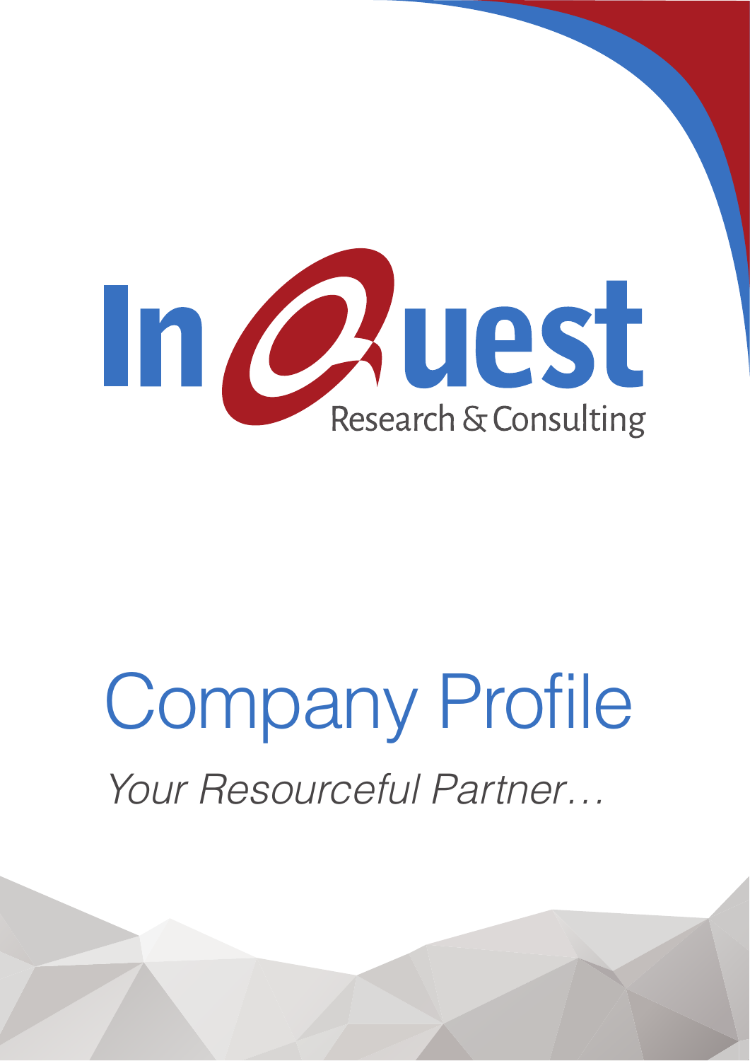# InQuest

Research & Consulting

# Company Profile

*Your Resourceful Partner…*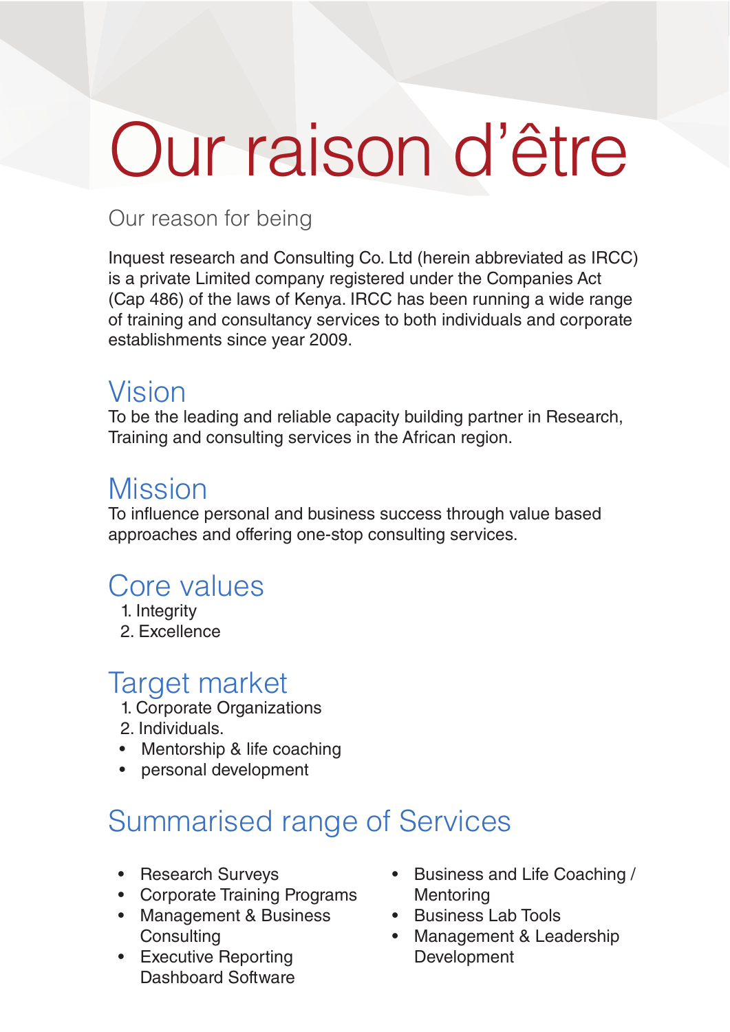# Our raison d'être

Our reason for being

Inquest research and Consulting Co. Ltd (herein abbreviated as IRCC) is a private Limited company registered under the Companies Act (Cap 486) of the laws of Kenya. IRCC has been running a wide range of training and consultancy services to both individuals and corporate establishments since year 2009.

## Vision

To be the leading and reliable capacity building partner in Research, Training and consulting services in the African region.

## Mission

To influence personal and business success through value based approaches and offering one-stop consulting services.

## Core values

1. Integrity
2. Excellence

## Target market

1. Corporate Organizations
2. Individuals.

- Mentorship & life coaching
- personal development

## Summarised range of Services

- Research Surveys
- Corporate Training Programs
- Management & Business Consulting
- Executive Reporting Dashboard Software
- Business and Life Coaching / Mentoring
- Business Lab Tools
- Management & Leadership Development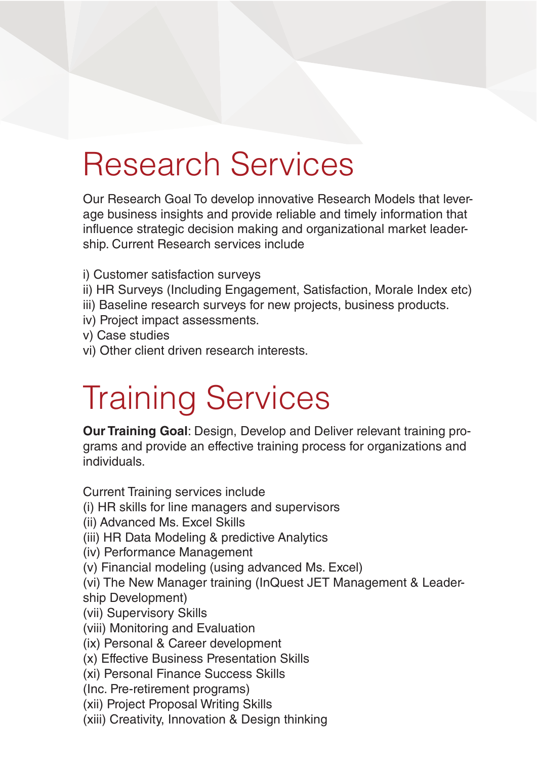# Research Services

Our Research Goal To develop innovative Research Models that leverage business insights and provide reliable and timely information that influence strategic decision making and organizational market leadership. Current Research services include

i) Customer satisfaction surveys
ii) HR Surveys (Including Engagement, Satisfaction, Morale Index etc)
iii) Baseline research surveys for new projects, business products.
iv) Project impact assessments.
v) Case studies
vi) Other client driven research interests.

# Training Services

**Our Training Goal**: Design, Develop and Deliver relevant training programs and provide an effective training process for organizations and individuals.

Current Training services include
(i) HR skills for line managers and supervisors
(ii) Advanced Ms. Excel Skills
(iii) HR Data Modeling & predictive Analytics
(iv) Performance Management
(v) Financial modeling (using advanced Ms. Excel)
(vi) The New Manager training (InQuest JET Management & Leadership Development)
(vii) Supervisory Skills
(viii) Monitoring and Evaluation
(ix) Personal & Career development
(x) Effective Business Presentation Skills
(xi) Personal Finance Success Skills
(Inc. Pre-retirement programs)
(xii) Project Proposal Writing Skills
(xiii) Creativity, Innovation & Design thinking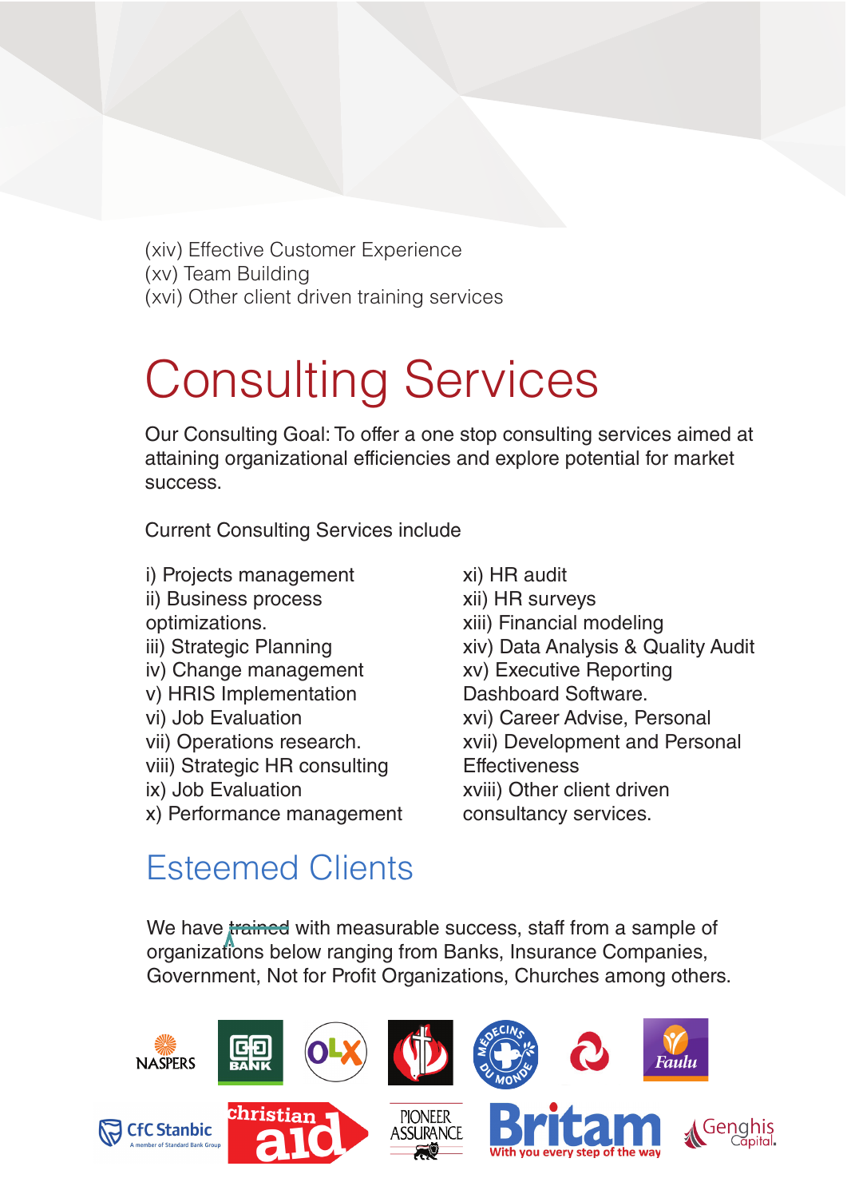(xiv) Effective Customer Experience
(xv) Team Building
(xvi) Other client driven training services

# Consulting Services

Our Consulting Goal: To offer a one stop consulting services aimed at attaining organizational efficiencies and explore potential for market success.

Current Consulting Services include

i) Projects management
ii) Business process optimizations.
iii) Strategic Planning
iv) Change management
v) HRIS Implementation
vi) Job Evaluation
vii) Operations research.
viii) Strategic HR consulting
ix) Job Evaluation
x) Performance management
xi) HR audit
xii) HR surveys
xiii) Financial modeling
xiv) Data Analysis & Quality Audit
xv) Executive Reporting Dashboard Software.
xvi) Career Advise, Personal
xvii) Development and Personal Effectiveness
xviii) Other client driven consultancy services.

## Esteemed Clients

We have ~~trained~~ with measurable success, staff from a sample of organizations below ranging from Banks, Insurance Companies, Government, Not for Profit Organizations, Churches among others.

NASPERS, BANK, OLX, MEDECINS DU MONDE, Faulu, CfC Stanbic (A member of Standard Bank Group), christian aid, PIONEER ASSURANCE, Britam (With you every step of the way), Genghis Capital.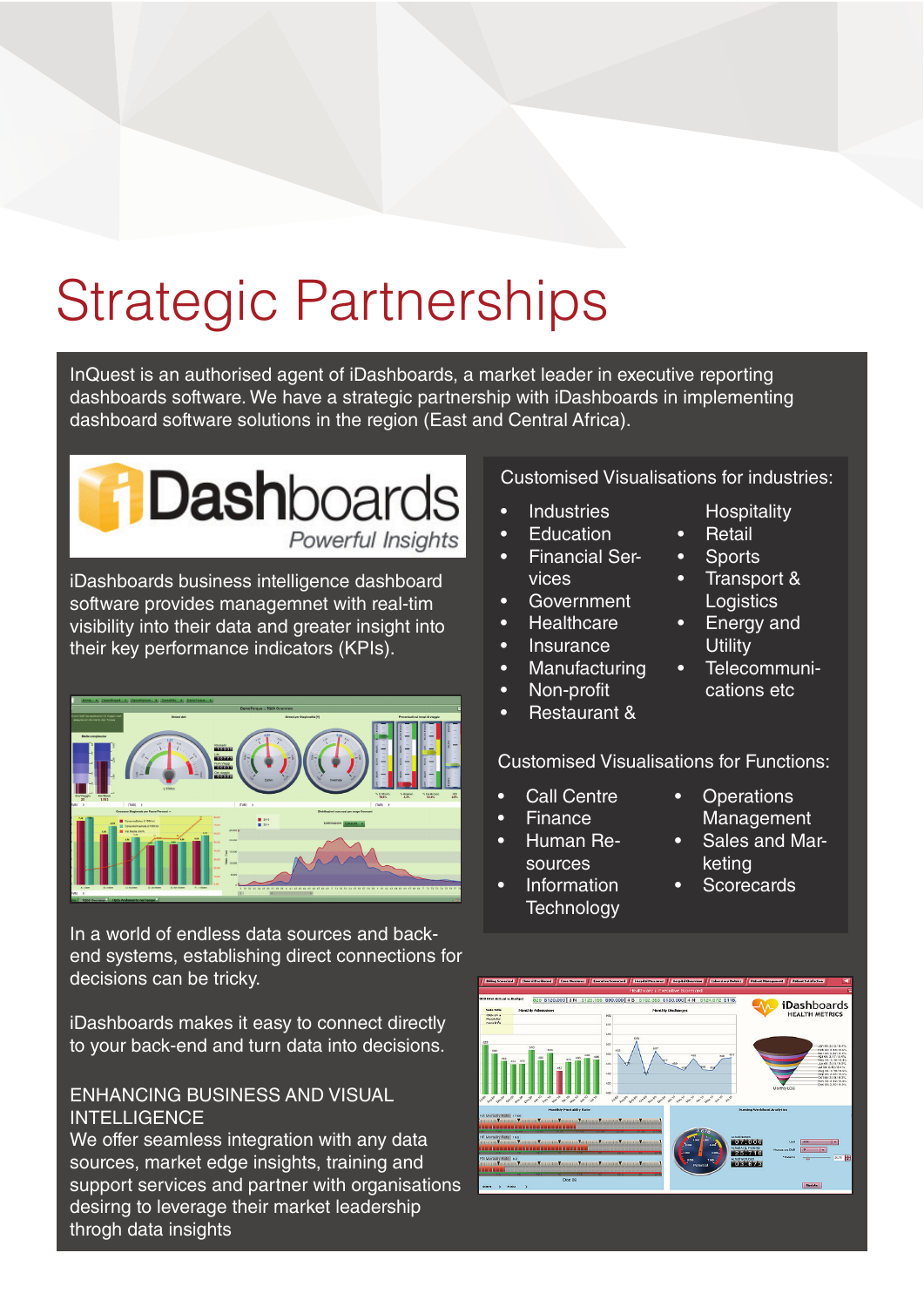# Strategic Partnerships

InQuest is an authorised agent of iDashboards, a market leader in executive reporting dashboards software. We have a strategic partnership with iDashboards in implementing dashboard software solutions in the region (East and Central Africa).

iDashboards Powerful Insights

iDashboards business intelligence dashboard software provides managemnet with real-tim visibility into their data and greater insight into their key performance indicators (KPIs).

In a world of endless data sources and back-end systems, establishing direct connections for decisions can be tricky.

iDashboards makes it easy to connect directly to your back-end and turn data into decisions.

ENHANCING BUSINESS AND VISUAL INTELLIGENCE

We offer seamless integration with any data sources, market edge insights, training and support services and partner with organisations desirng to leverage their market leadership throgh data insights

Customised Visualisations for industries:

- Industries
- Education
- Financial Services
- Government
- Healthcare
- Insurance
- Manufacturing
- Non-profit
- Restaurant & Hospitality
- Retail
- Sports
- Transport & Logistics
- Energy and Utility
- Telecommunications etc

Customised Visualisations for Functions:

- Call Centre
- Finance
- Human Resources
- Information Technology
- Operations Management
- Sales and Marketing
- Scorecards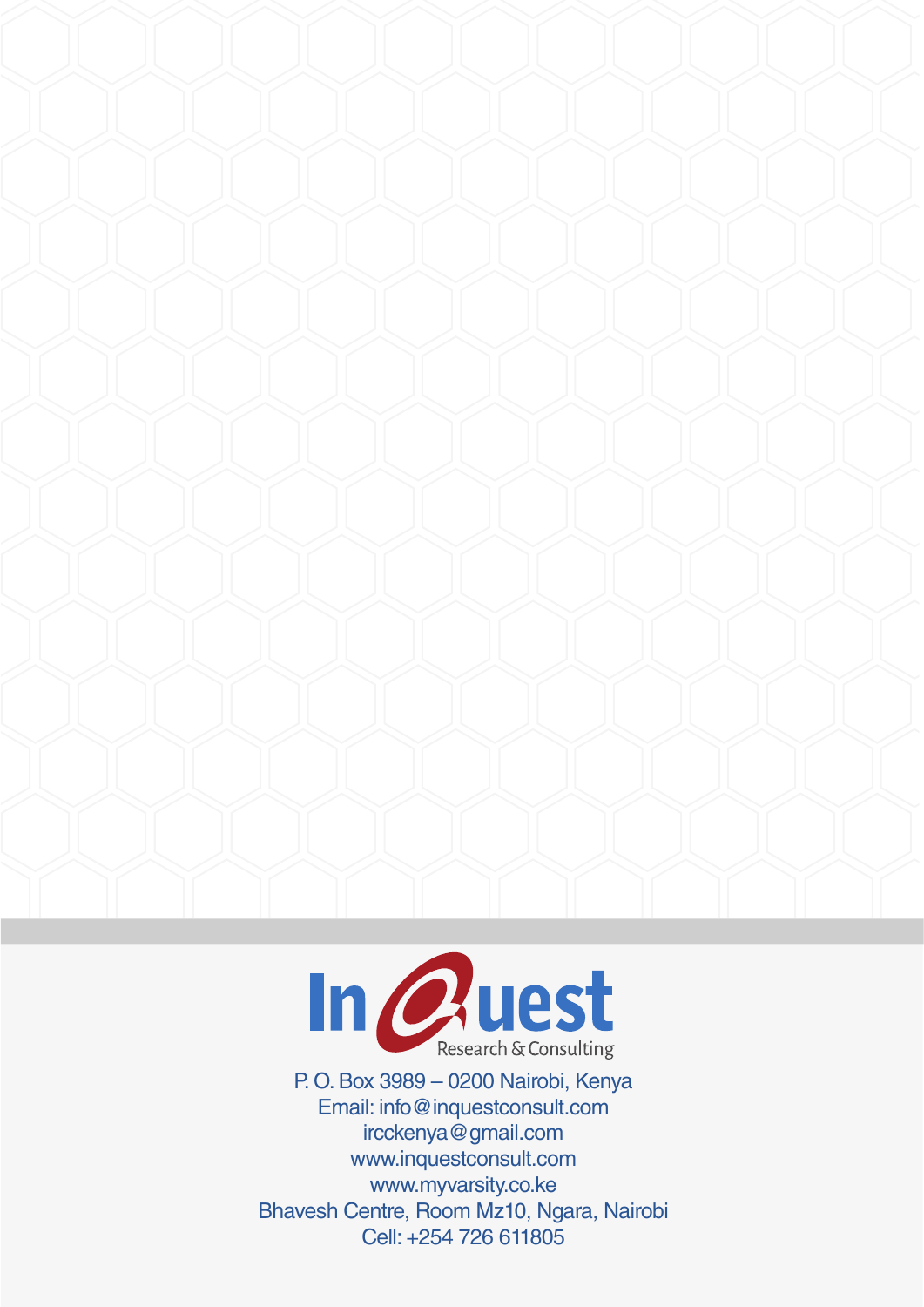InQuest

Research & Consulting

P. O. Box 3989 – 0200 Nairobi, Kenya
Email: info@inquestconsult.com
ircckenya@gmail.com
www.inquestconsult.com
www.myvarsity.co.ke
Bhavesh Centre, Room Mz10, Ngara, Nairobi
Cell: +254 726 611805